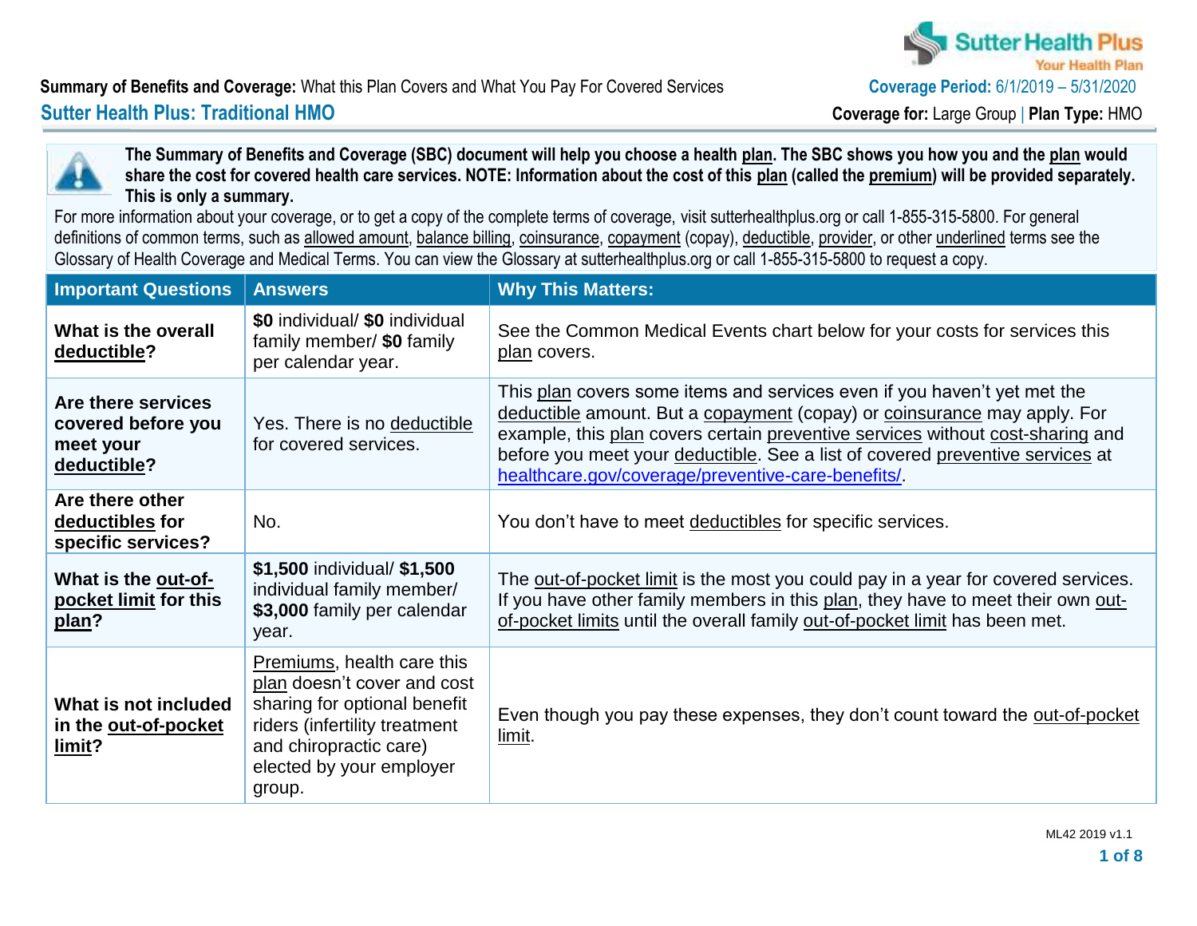**Summary of Benefits and Coverage:** What this Plan Covers and What You Pay For Covered Services

**Coverage Period:** 6/1/2019 – 5/31/2020

## Sutter Health Plus: Traditional HMO

**Coverage for:** Large Group | **Plan Type:** HMO

**The Summary of Benefits and Coverage (SBC) document will help you choose a health plan. The SBC shows you how you and the plan would share the cost for covered health care services. NOTE: Information about the cost of this plan (called the premium) will be provided separately. This is only a summary.** For more information about your coverage, or to get a copy of the complete terms of coverage, visit sutterhealthplus.org or call 1-855-315-5800. For general definitions of common terms, such as allowed amount, balance billing, coinsurance, copayment (copay), deductible, provider, or other underlined terms see the Glossary of Health Coverage and Medical Terms. You can view the Glossary at sutterhealthplus.org or call 1-855-315-5800 to request a copy.

| Important Questions | Answers | Why This Matters: |
|---|---|---|
| **What is the overall deductible?** | **$0** individual/ **$0** individual family member/ **$0** family per calendar year. | See the Common Medical Events chart below for your costs for services this plan covers. |
| **Are there services covered before you meet your deductible?** | Yes. There is no deductible for covered services. | This plan covers some items and services even if you haven't yet met the deductible amount. But a copayment (copay) or coinsurance may apply. For example, this plan covers certain preventive services without cost-sharing and before you meet your deductible. See a list of covered preventive services at healthcare.gov/coverage/preventive-care-benefits/. |
| **Are there other deductibles for specific services?** | No. | You don't have to meet deductibles for specific services. |
| **What is the out-of-pocket limit for this plan?** | **$1,500** individual/ **$1,500** individual family member/ **$3,000** family per calendar year. | The out-of-pocket limit is the most you could pay in a year for covered services. If you have other family members in this plan, they have to meet their own out-of-pocket limits until the overall family out-of-pocket limit has been met. |
| **What is not included in the out-of-pocket limit?** | Premiums, health care this plan doesn't cover and cost sharing for optional benefit riders (infertility treatment and chiropractic care) elected by your employer group. | Even though you pay these expenses, they don't count toward the out-of-pocket limit. |

ML42 2019 v1.1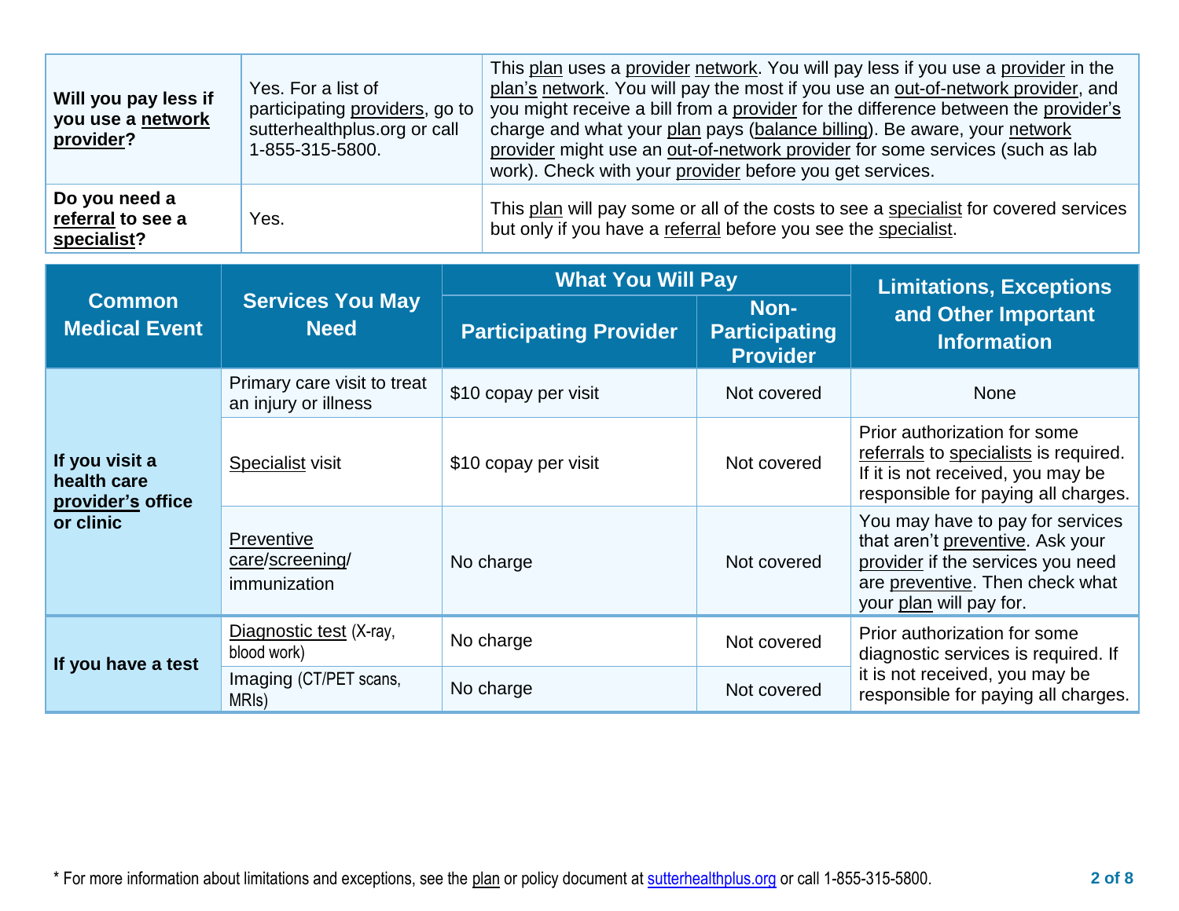| | | |
|---|---|---|
| **Will you pay less if you use a network provider?** | Yes. For a list of participating providers, go to sutterhealthplus.org or call 1-855-315-5800. | This plan uses a provider network. You will pay less if you use a provider in the plan's network. You will pay the most if you use an out-of-network provider, and you might receive a bill from a provider for the difference between the provider's charge and what your plan pays (balance billing). Be aware, your network provider might use an out-of-network provider for some services (such as lab work). Check with your provider before you get services. |
| **Do you need a referral to see a specialist?** | Yes. | This plan will pay some or all of the costs to see a specialist for covered services but only if you have a referral before you see the specialist. |

| Common Medical Event | Services You May Need | What You Will Pay | | Limitations, Exceptions and Other Important Information |
|---|---|---|---|---|
| | | Participating Provider | Non-Participating Provider | |
| **If you visit a health care provider's office or clinic** | Primary care visit to treat an injury or illness | $10 copay per visit | Not covered | None |
| | Specialist visit | $10 copay per visit | Not covered | Prior authorization for some referrals to specialists is required. If it is not received, you may be responsible for paying all charges. |
| | Preventive care/screening/immunization | No charge | Not covered | You may have to pay for services that aren't preventive. Ask your provider if the services you need are preventive. Then check what your plan will pay for. |
| **If you have a test** | Diagnostic test (X-ray, blood work) | No charge | Not covered | Prior authorization for some diagnostic services is required. If it is not received, you may be responsible for paying all charges. |
| | Imaging (CT/PET scans, MRIs) | No charge | Not covered | |

* For more information about limitations and exceptions, see the plan or policy document at sutterhealthplus.org or call 1-855-315-5800.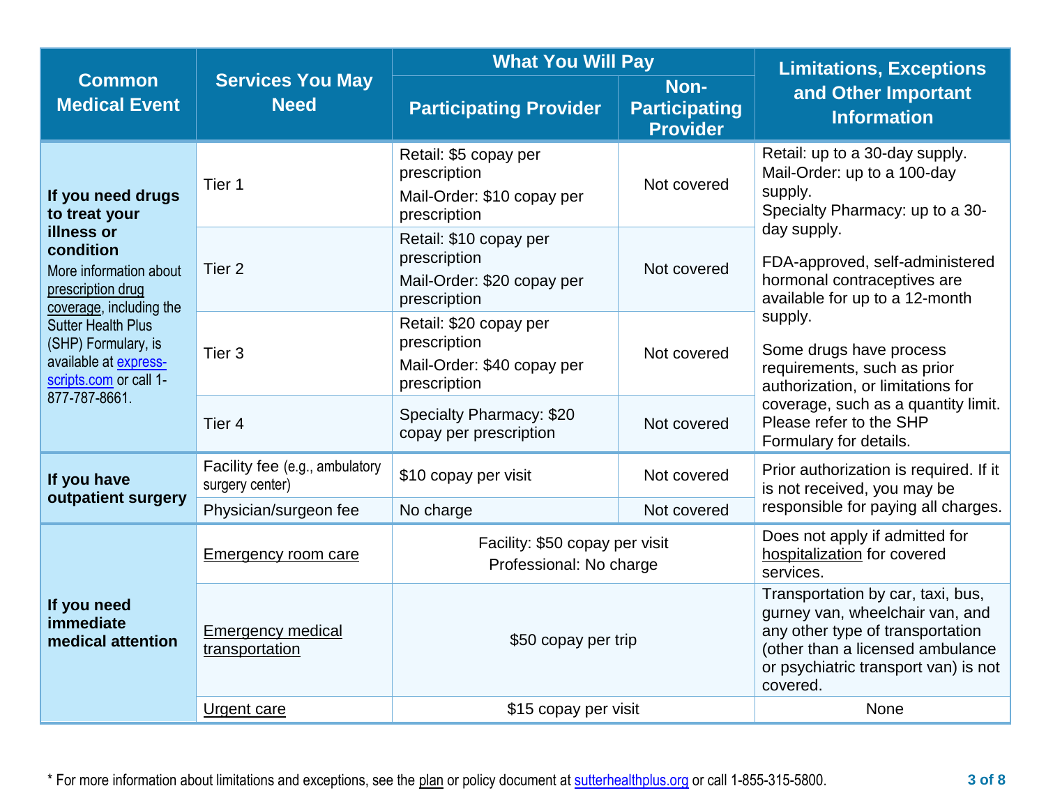| Common Medical Event | Services You May Need | What You Will Pay | | Limitations, Exceptions and Other Important Information |
|---|---|---|---|---|
| | | Participating Provider | Non-Participating Provider | |
| **If you need drugs to treat your illness or condition** More information about prescription drug coverage, including the Sutter Health Plus (SHP) Formulary, is available at express-scripts.com or call 1-877-787-8661. | Tier 1 | Retail: $5 copay per prescription<br>Mail-Order: $10 copay per prescription | Not covered | Retail: up to a 30-day supply.<br>Mail-Order: up to a 100-day supply.<br>Specialty Pharmacy: up to a 30-day supply.<br><br>FDA-approved, self-administered hormonal contraceptives are available for up to a 12-month supply.<br><br>Some drugs have process requirements, such as prior authorization, or limitations for coverage, such as a quantity limit. Please refer to the SHP Formulary for details. |
| | Tier 2 | Retail: $10 copay per prescription<br>Mail-Order: $20 copay per prescription | Not covered | |
| | Tier 3 | Retail: $20 copay per prescription<br>Mail-Order: $40 copay per prescription | Not covered | |
| | Tier 4 | Specialty Pharmacy: $20 copay per prescription | Not covered | |
| **If you have outpatient surgery** | Facility fee (e.g., ambulatory surgery center) | $10 copay per visit | Not covered | Prior authorization is required. If it is not received, you may be responsible for paying all charges. |
| | Physician/surgeon fee | No charge | Not covered | |
| **If you need immediate medical attention** | Emergency room care | Facility: $50 copay per visit<br>Professional: No charge | | Does not apply if admitted for hospitalization for covered services. |
| | Emergency medical transportation | $50 copay per trip | | Transportation by car, taxi, bus, gurney van, wheelchair van, and any other type of transportation (other than a licensed ambulance or psychiatric transport van) is not covered. |
| | Urgent care | $15 copay per visit | | None |

* For more information about limitations and exceptions, see the plan or policy document at sutterhealthplus.org or call 1-855-315-5800.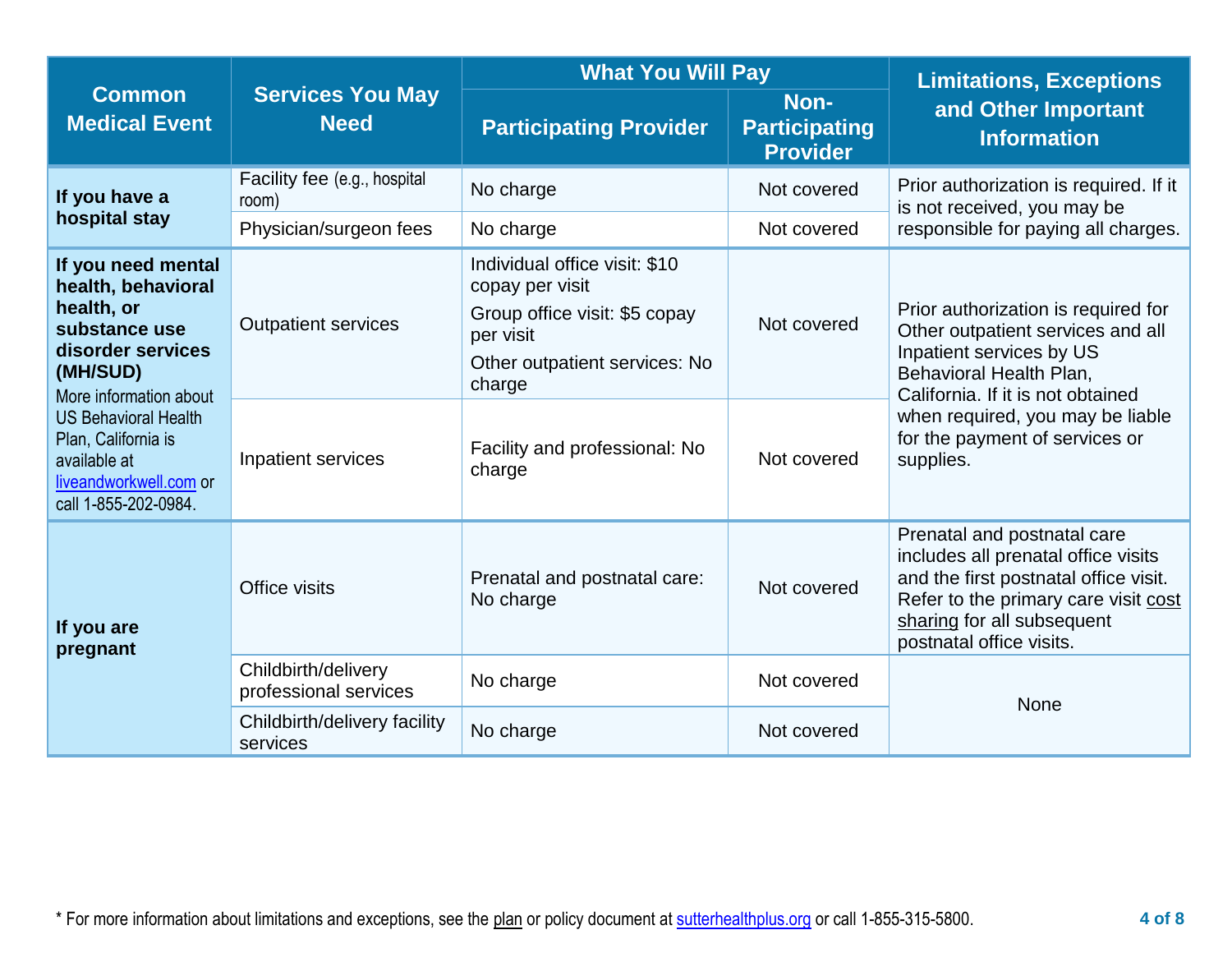| Common Medical Event | Services You May Need | What You Will Pay | | Limitations, Exceptions and Other Important Information |
|---|---|---|---|---|
| | | Participating Provider | Non-Participating Provider | |
| **If you have a hospital stay** | Facility fee (e.g., hospital room) | No charge | Not covered | Prior authorization is required. If it is not received, you may be responsible for paying all charges. |
| | Physician/surgeon fees | No charge | Not covered | |
| **If you need mental health, behavioral health, or substance use disorder services (MH/SUD)** More information about US Behavioral Health Plan, California is available at liveandworkwell.com or call 1-855-202-0984. | Outpatient services | Individual office visit: $10 copay per visit<br>Group office visit: $5 copay per visit<br>Other outpatient services: No charge | Not covered | Prior authorization is required for Other outpatient services and all Inpatient services by US Behavioral Health Plan, California. If it is not obtained when required, you may be liable for the payment of services or supplies. |
| | Inpatient services | Facility and professional: No charge | Not covered | |
| **If you are pregnant** | Office visits | Prenatal and postnatal care: No charge | Not covered | Prenatal and postnatal care includes all prenatal office visits and the first postnatal office visit. Refer to the primary care visit cost sharing for all subsequent postnatal office visits. |
| | Childbirth/delivery professional services | No charge | Not covered | None |
| | Childbirth/delivery facility services | No charge | Not covered | |

* For more information about limitations and exceptions, see the plan or policy document at sutterhealthplus.org or call 1-855-315-5800.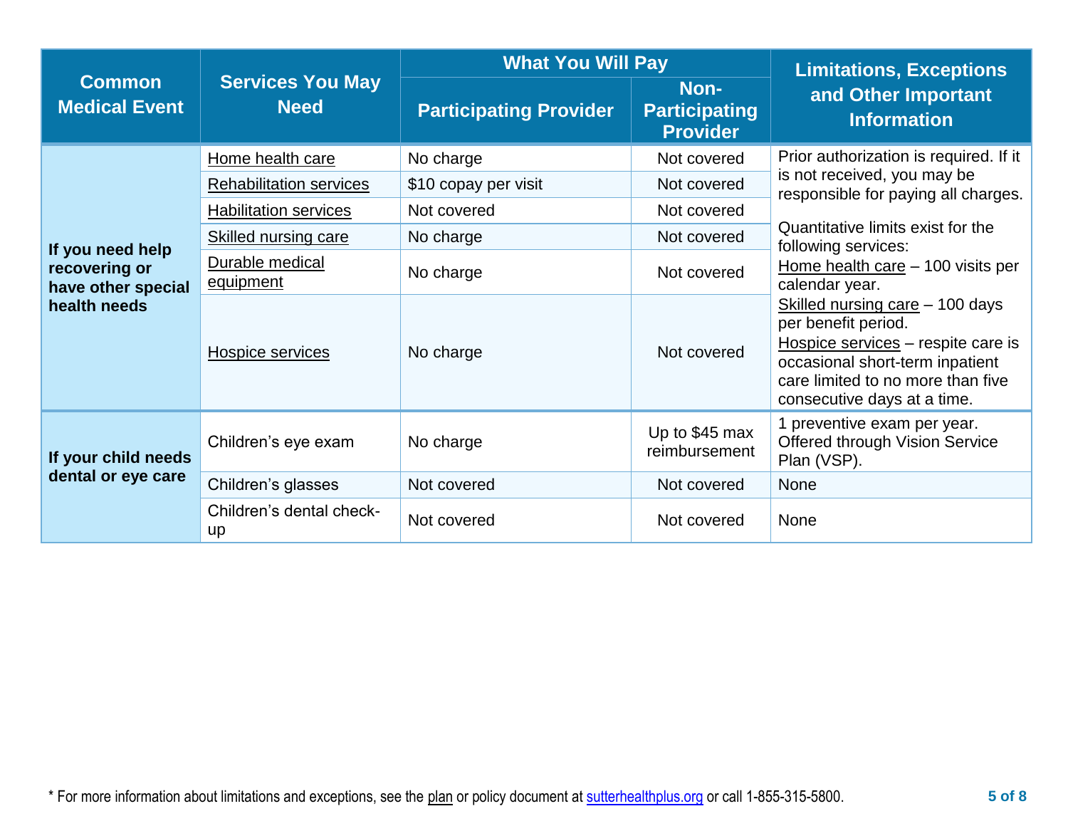| Common Medical Event | Services You May Need | What You Will Pay | | Limitations, Exceptions and Other Important Information |
|---|---|---|---|---|
| | | Participating Provider | Non-Participating Provider | |
| **If you need help recovering or have other special health needs** | Home health care | No charge | Not covered | Prior authorization is required. If it is not received, you may be responsible for paying all charges. Quantitative limits exist for the following services: Home health care – 100 visits per calendar year. Skilled nursing care – 100 days per benefit period. Hospice services – respite care is occasional short-term inpatient care limited to no more than five consecutive days at a time. |
| | Rehabilitation services | $10 copay per visit | Not covered | |
| | Habilitation services | Not covered | Not covered | |
| | Skilled nursing care | No charge | Not covered | |
| | Durable medical equipment | No charge | Not covered | |
| | Hospice services | No charge | Not covered | |
| **If your child needs dental or eye care** | Children's eye exam | No charge | Up to $45 max reimbursement | 1 preventive exam per year. Offered through Vision Service Plan (VSP). |
| | Children's glasses | Not covered | Not covered | None |
| | Children's dental check-up | Not covered | Not covered | None |

* For more information about limitations and exceptions, see the plan or policy document at sutterhealthplus.org or call 1-855-315-5800.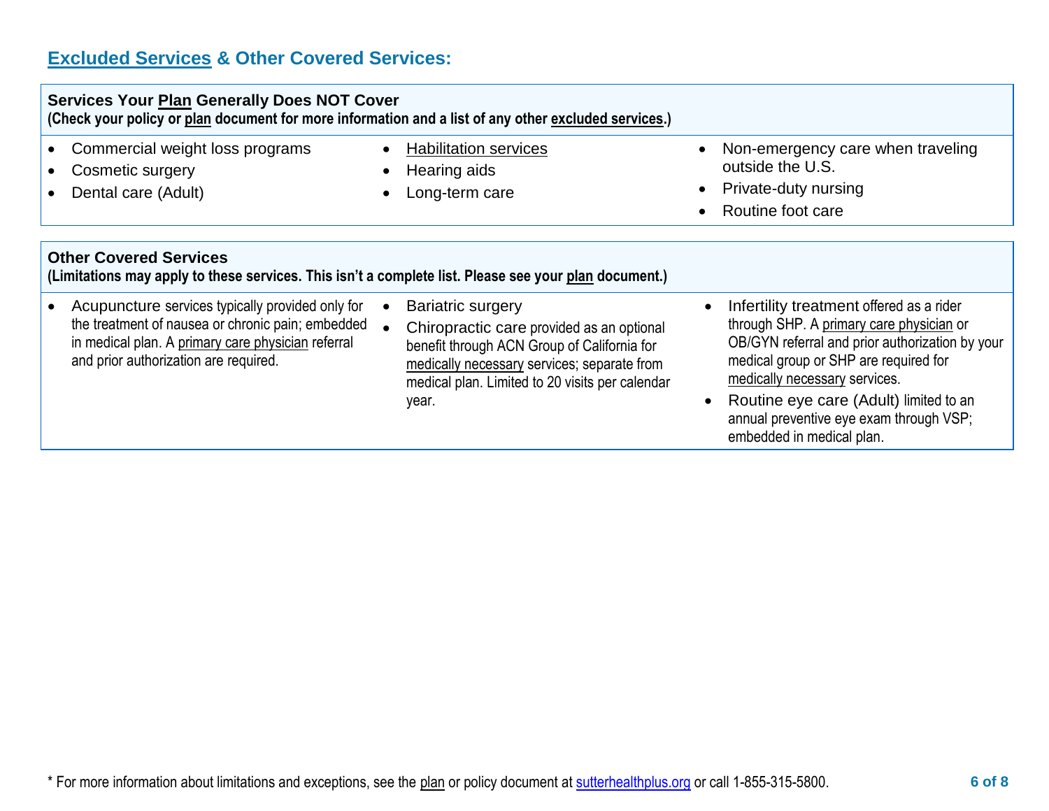## Excluded Services & Other Covered Services:

### Services Your Plan Generally Does NOT Cover

**(Check your policy or plan document for more information and a list of any other excluded services.)**

- Commercial weight loss programs
- Cosmetic surgery
- Dental care (Adult)
- Habilitation services
- Hearing aids
- Long-term care
- Non-emergency care when traveling outside the U.S.
- Private-duty nursing
- Routine foot care

### Other Covered Services

**(Limitations may apply to these services. This isn't a complete list. Please see your plan document.)**

- Acupuncture services typically provided only for the treatment of nausea or chronic pain; embedded in medical plan. A primary care physician referral and prior authorization are required.
- Bariatric surgery
- Chiropractic care provided as an optional benefit through ACN Group of California for medically necessary services; separate from medical plan. Limited to 20 visits per calendar year.
- Infertility treatment offered as a rider through SHP. A primary care physician or OB/GYN referral and prior authorization by your medical group or SHP are required for medically necessary services.
- Routine eye care (Adult) limited to an annual preventive eye exam through VSP; embedded in medical plan.

* For more information about limitations and exceptions, see the plan or policy document at sutterhealthplus.org or call 1-855-315-5800.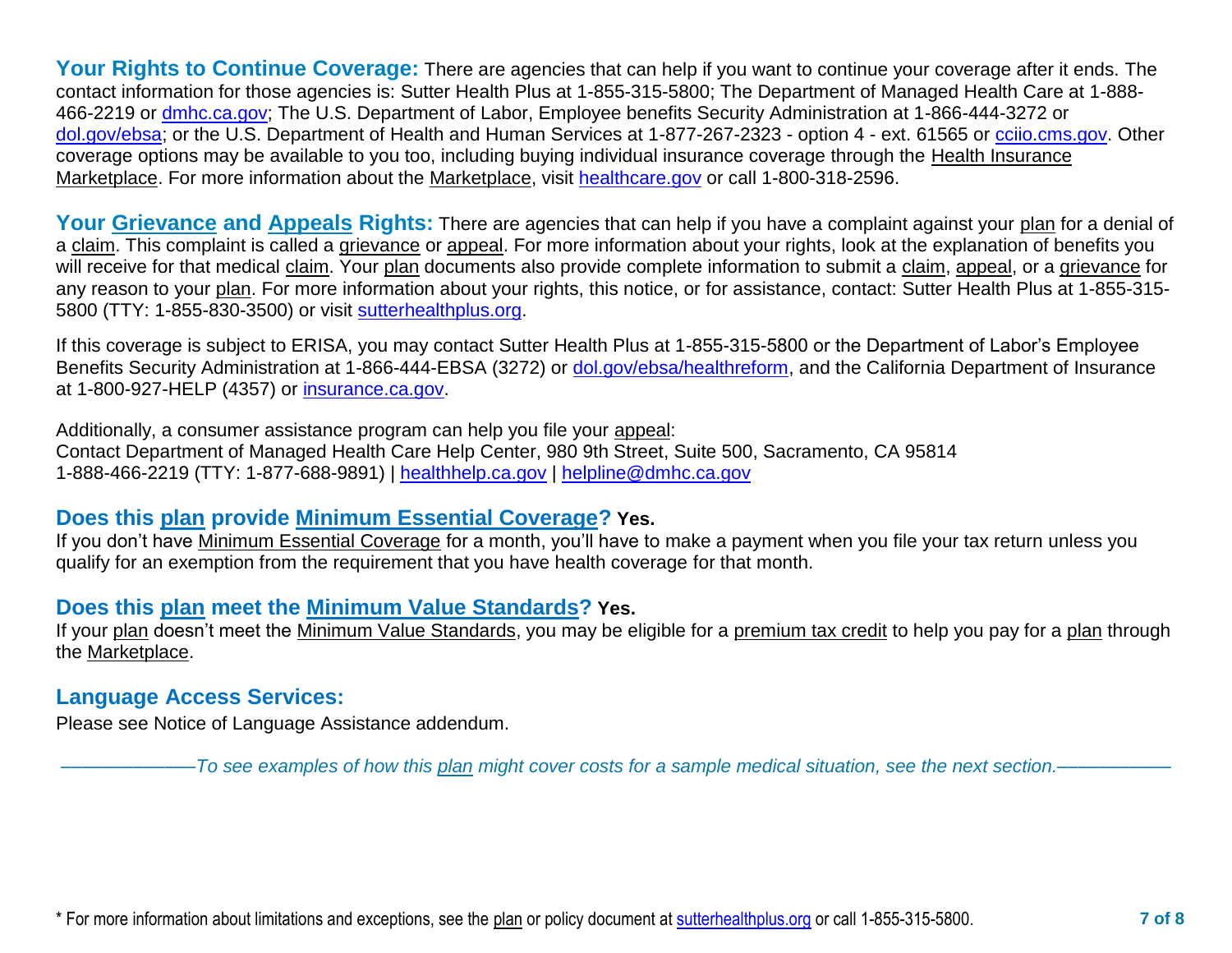**Your Rights to Continue Coverage:** There are agencies that can help if you want to continue your coverage after it ends. The contact information for those agencies is: Sutter Health Plus at 1-855-315-5800; The Department of Managed Health Care at 1-888-466-2219 or dmhc.ca.gov; The U.S. Department of Labor, Employee benefits Security Administration at 1-866-444-3272 or dol.gov/ebsa; or the U.S. Department of Health and Human Services at 1-877-267-2323 - option 4 - ext. 61565 or cciio.cms.gov. Other coverage options may be available to you too, including buying individual insurance coverage through the Health Insurance Marketplace. For more information about the Marketplace, visit healthcare.gov or call 1-800-318-2596.

**Your Grievance and Appeals Rights:** There are agencies that can help if you have a complaint against your plan for a denial of a claim. This complaint is called a grievance or appeal. For more information about your rights, look at the explanation of benefits you will receive for that medical claim. Your plan documents also provide complete information to submit a claim, appeal, or a grievance for any reason to your plan. For more information about your rights, this notice, or for assistance, contact: Sutter Health Plus at 1-855-315-5800 (TTY: 1-855-830-3500) or visit sutterhealthplus.org.

If this coverage is subject to ERISA, you may contact Sutter Health Plus at 1-855-315-5800 or the Department of Labor's Employee Benefits Security Administration at 1-866-444-EBSA (3272) or dol.gov/ebsa/healthreform, and the California Department of Insurance at 1-800-927-HELP (4357) or insurance.ca.gov.

Additionally, a consumer assistance program can help you file your appeal:
Contact Department of Managed Health Care Help Center, 980 9th Street, Suite 500, Sacramento, CA 95814
1-888-466-2219 (TTY: 1-877-688-9891) | healthhelp.ca.gov | helpline@dmhc.ca.gov

## Does this plan provide Minimum Essential Coverage? Yes.

If you don't have Minimum Essential Coverage for a month, you'll have to make a payment when you file your tax return unless you qualify for an exemption from the requirement that you have health coverage for that month.

## Does this plan meet the Minimum Value Standards? Yes.

If your plan doesn't meet the Minimum Value Standards, you may be eligible for a premium tax credit to help you pay for a plan through the Marketplace.

## Language Access Services:

Please see Notice of Language Assistance addendum.

*——————To see examples of how this plan might cover costs for a sample medical situation, see the next section.——————*

\* For more information about limitations and exceptions, see the plan or policy document at sutterhealthplus.org or call 1-855-315-5800.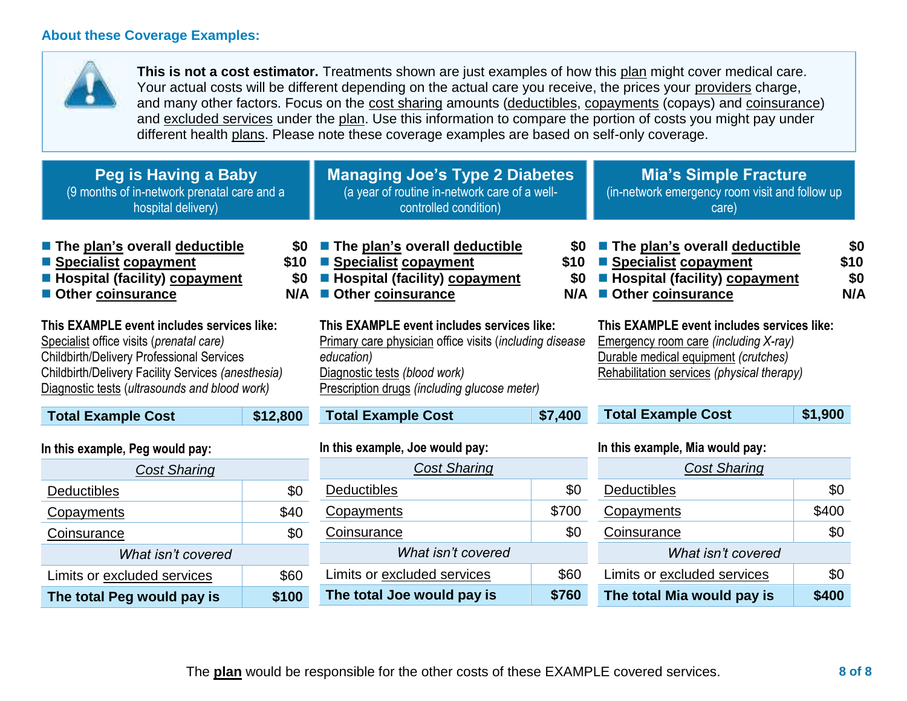### About these Coverage Examples:

**This is not a cost estimator.** Treatments shown are just examples of how this plan might cover medical care. Your actual costs will be different depending on the actual care you receive, the prices your providers charge, and many other factors. Focus on the cost sharing amounts (deductibles, copayments (copays) and coinsurance) and excluded services under the plan. Use this information to compare the portion of costs you might pay under different health plans. Please note these coverage examples are based on self-only coverage.

## Peg is Having a Baby
(9 months of in-network prenatal care and a hospital delivery)

| | |
|---|---|
| **The plan's overall deductible** | **$0** |
| **Specialist copayment** | **$10** |
| **Hospital (facility) copayment** | **$0** |
| **Other coinsurance** | **N/A** |

**This EXAMPLE event includes services like:**
Specialist office visits (*prenatal care)*
Childbirth/Delivery Professional Services
Childbirth/Delivery Facility Services *(anesthesia)*
Diagnostic tests (*ultrasounds and blood work)*

| **Total Example Cost** | **$12,800** |
|---|---|

**In this example, Peg would pay:**

| *Cost Sharing* | |
|---|---|
| Deductibles | $0 |
| Copayments | $40 |
| Coinsurance | $0 |
| *What isn't covered* | |
| Limits or excluded services | $60 |
| **The total Peg would pay is** | **$100** |

## Managing Joe's Type 2 Diabetes
(a year of routine in-network care of a well-controlled condition)

| | |
|---|---|
| **The plan's overall deductible** | **$0** |
| **Specialist copayment** | **$10** |
| **Hospital (facility) copayment** | **$0** |
| **Other coinsurance** | **N/A** |

**This EXAMPLE event includes services like:**
Primary care physician office visits (*including disease education)*
Diagnostic tests *(blood work)*
Prescription drugs *(including glucose meter)*

| **Total Example Cost** | **$7,400** |
|---|---|

**In this example, Joe would pay:**

| *Cost Sharing* | |
|---|---|
| Deductibles | $0 |
| Copayments | $700 |
| Coinsurance | $0 |
| *What isn't covered* | |
| Limits or excluded services | $60 |
| **The total Joe would pay is** | **$760** |

## Mia's Simple Fracture
(in-network emergency room visit and follow up care)

| | |
|---|---|
| **The plan's overall deductible** | **$0** |
| **Specialist copayment** | **$10** |
| **Hospital (facility) copayment** | **$0** |
| **Other coinsurance** | **N/A** |

**This EXAMPLE event includes services like:**
Emergency room care *(including X-ray)*
Durable medical equipment *(crutches)*
Rehabilitation services *(physical therapy)*

| **Total Example Cost** | **$1,900** |
|---|---|

**In this example, Mia would pay:**

| *Cost Sharing* | |
|---|---|
| Deductibles | $0 |
| Copayments | $400 |
| Coinsurance | $0 |
| *What isn't covered* | |
| Limits or excluded services | $0 |
| **The total Mia would pay is** | **$400** |

The **plan** would be responsible for the other costs of these EXAMPLE covered services.